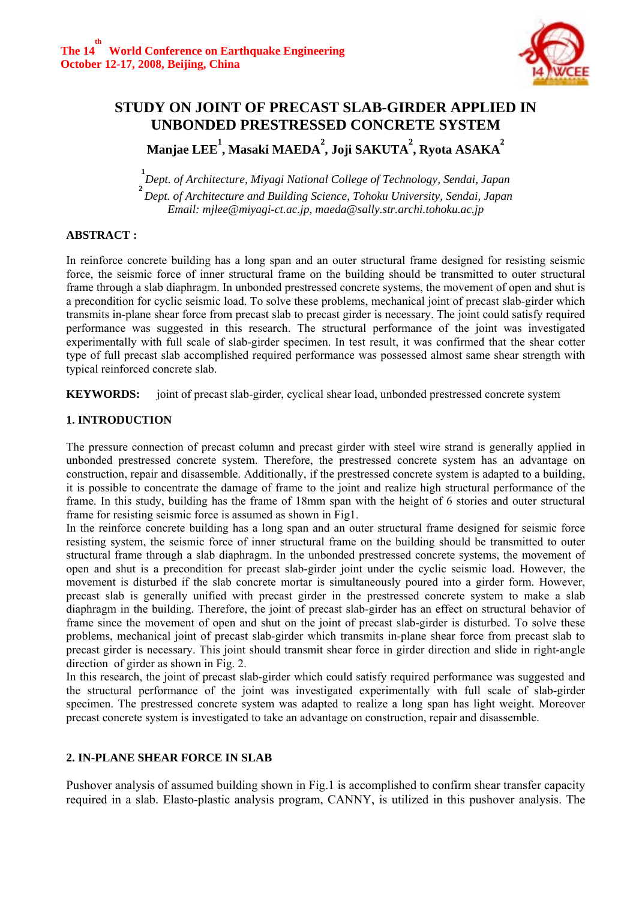# STUDY ON JOINT OF PRECAST SLAB-GIRDER APPLIED IN UNBONDED PRESTRESSED CONCRETE SYSTEM

**Manjae LEE[1], Masaki MAEDA[2], Joji SAKUTA[2], Ryota ASAKA[2]**

[1] *Dept. of Architecture, Miyagi National College of Technology, Sendai, Japan*
[2] *Dept. of Architecture and Building Science, Tohoku University, Sendai, Japan*
*Email: mjlee@miyagi-ct.ac.jp, maeda@sally.str.archi.tohoku.ac.jp*

## ABSTRACT :

In reinforce concrete building has a long span and an outer structural frame designed for resisting seismic force, the seismic force of inner structural frame on the building should be transmitted to outer structural frame through a slab diaphragm. In unbonded prestressed concrete systems, the movement of open and shut is a precondition for cyclic seismic load. To solve these problems, mechanical joint of precast slab-girder which transmits in-plane shear force from precast slab to precast girder is necessary. The joint could satisfy required performance was suggested in this research. The structural performance of the joint was investigated experimentally with full scale of slab-girder specimen. In test result, it was confirmed that the shear cotter type of full precast slab accomplished required performance was possessed almost same shear strength with typical reinforced concrete slab.

**KEYWORDS:** joint of precast slab-girder, cyclical shear load, unbonded prestressed concrete system

## 1. INTRODUCTION

The pressure connection of precast column and precast girder with steel wire strand is generally applied in unbonded prestressed concrete system. Therefore, the prestressed concrete system has an advantage on construction, repair and disassemble. Additionally, if the prestressed concrete system is adapted to a building, it is possible to concentrate the damage of frame to the joint and realize high structural performance of the frame. In this study, building has the frame of 18mm span with the height of 6 stories and outer structural frame for resisting seismic force is assumed as shown in Fig1.

In the reinforce concrete building has a long span and an outer structural frame designed for seismic force resisting system, the seismic force of inner structural frame on the building should be transmitted to outer structural frame through a slab diaphragm. In the unbonded prestressed concrete systems, the movement of open and shut is a precondition for precast slab-girder joint under the cyclic seismic load. However, the movement is disturbed if the slab concrete mortar is simultaneously poured into a girder form. However, precast slab is generally unified with precast girder in the prestressed concrete system to make a slab diaphragm in the building. Therefore, the joint of precast slab-girder has an effect on structural behavior of frame since the movement of open and shut on the joint of precast slab-girder is disturbed. To solve these problems, mechanical joint of precast slab-girder which transmits in-plane shear force from precast slab to precast girder is necessary. This joint should transmit shear force in girder direction and slide in right-angle direction of girder as shown in Fig. 2.

In this research, the joint of precast slab-girder which could satisfy required performance was suggested and the structural performance of the joint was investigated experimentally with full scale of slab-girder specimen. The prestressed concrete system was adapted to realize a long span has light weight. Moreover precast concrete system is investigated to take an advantage on construction, repair and disassemble.

## 2. IN-PLANE SHEAR FORCE IN SLAB

Pushover analysis of assumed building shown in Fig.1 is accomplished to confirm shear transfer capacity required in a slab. Elasto-plastic analysis program, CANNY, is utilized in this pushover analysis. The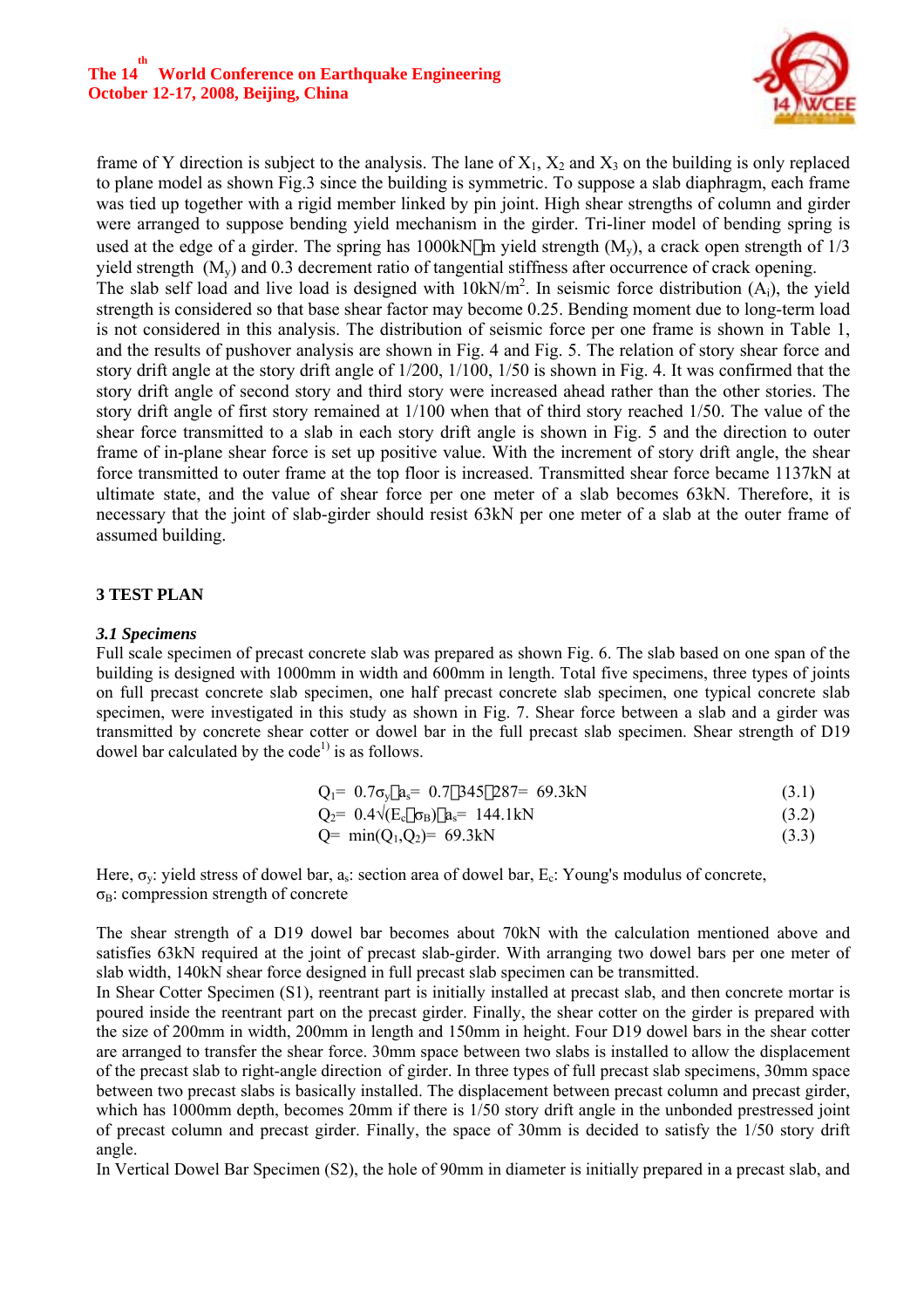frame of Y direction is subject to the analysis. The lane of $X_1$, $X_2$ and $X_3$ on the building is only replaced to plane model as shown Fig.3 since the building is symmetric. To suppose a slab diaphragm, each frame was tied up together with a rigid member linked by pin joint. High shear strengths of column and girder were arranged to suppose bending yield mechanism in the girder. Tri-liner model of bending spring is used at the edge of a girder. The spring has 1000kN・m yield strength ($M_y$), a crack open strength of 1/3 yield strength ($M_y$) and 0.3 decrement ratio of tangential stiffness after occurrence of crack opening.
The slab self load and live load is designed with 10kN/m$^2$. In seismic force distribution ($A_i$), the yield strength is considered so that base shear factor may become 0.25. Bending moment due to long-term load is not considered in this analysis. The distribution of seismic force per one frame is shown in Table 1, and the results of pushover analysis are shown in Fig. 4 and Fig. 5. The relation of story shear force and story drift angle at the story drift angle of 1/200, 1/100, 1/50 is shown in Fig. 4. It was confirmed that the story drift angle of second story and third story were increased ahead rather than the other stories. The story drift angle of first story remained at 1/100 when that of third story reached 1/50. The value of the shear force transmitted to a slab in each story drift angle is shown in Fig. 5 and the direction to outer frame of in-plane shear force is set up positive value. With the increment of story drift angle, the shear force transmitted to outer frame at the top floor is increased. Transmitted shear force became 1137kN at ultimate state, and the value of shear force per one meter of a slab becomes 63kN. Therefore, it is necessary that the joint of slab-girder should resist 63kN per one meter of a slab at the outer frame of assumed building.

## 3 TEST PLAN

### *3.1 Specimens*

Full scale specimen of precast concrete slab was prepared as shown Fig. 6. The slab based on one span of the building is designed with 1000mm in width and 600mm in length. Total five specimens, three types of joints on full precast concrete slab specimen, one half precast concrete slab specimen, one typical concrete slab specimen, were investigated in this study as shown in Fig. 7. Shear force between a slab and a girder was transmitted by concrete shear cotter or dowel bar in the full precast slab specimen. Shear strength of D19 dowel bar calculated by the code[1] is as follows.

$$Q_1 = 0.7\sigma_y \cdot a_s = 0.7 \cdot 345 \cdot 287 = 69.3\text{kN} \tag{3.1}$$

$$Q_2 = 0.4\sqrt{(E_c \cdot \sigma_B)} \cdot a_s = 144.1\text{kN} \tag{3.2}$$

$$Q = \min(Q_1, Q_2) = 69.3\text{kN} \tag{3.3}$$

Here, $\sigma_y$: yield stress of dowel bar, $a_s$: section area of dowel bar, $E_c$: Young's modulus of concrete, $\sigma_B$: compression strength of concrete

The shear strength of a D19 dowel bar becomes about 70kN with the calculation mentioned above and satisfies 63kN required at the joint of precast slab-girder. With arranging two dowel bars per one meter of slab width, 140kN shear force designed in full precast slab specimen can be transmitted.
In Shear Cotter Specimen (S1), reentrant part is initially installed at precast slab, and then concrete mortar is poured inside the reentrant part on the precast girder. Finally, the shear cotter on the girder is prepared with the size of 200mm in width, 200mm in length and 150mm in height. Four D19 dowel bars in the shear cotter are arranged to transfer the shear force. 30mm space between two slabs is installed to allow the displacement of the precast slab to right-angle direction of girder. In three types of full precast slab specimens, 30mm space between two precast slabs is basically installed. The displacement between precast column and precast girder, which has 1000mm depth, becomes 20mm if there is 1/50 story drift angle in the unbonded prestressed joint of precast column and precast girder. Finally, the space of 30mm is decided to satisfy the 1/50 story drift angle.
In Vertical Dowel Bar Specimen (S2), the hole of 90mm in diameter is initially prepared in a precast slab, and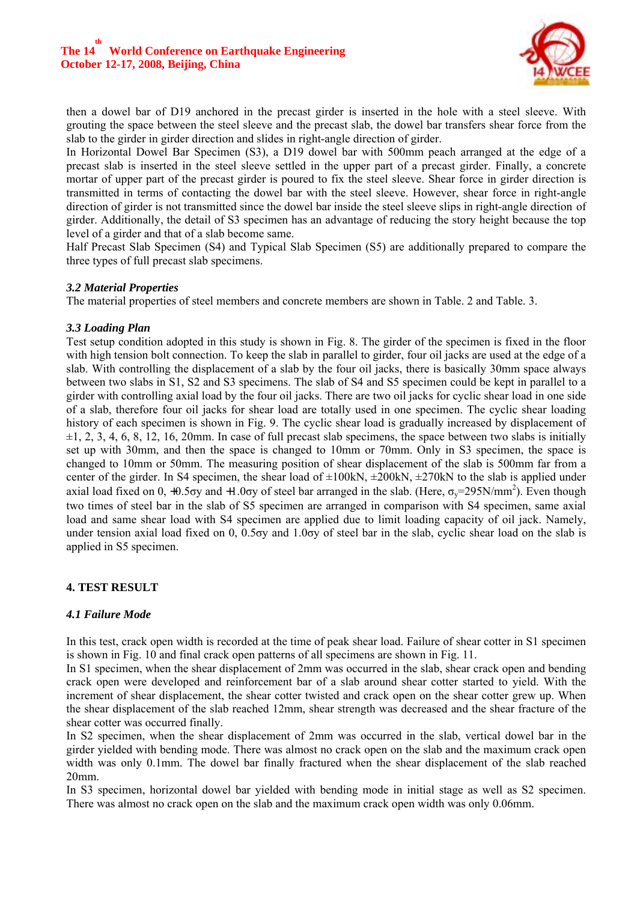then a dowel bar of D19 anchored in the precast girder is inserted in the hole with a steel sleeve. With grouting the space between the steel sleeve and the precast slab, the dowel bar transfers shear force from the slab to the girder in girder direction and slides in right-angle direction of girder.

In Horizontal Dowel Bar Specimen (S3), a D19 dowel bar with 500mm peach arranged at the edge of a precast slab is inserted in the steel sleeve settled in the upper part of a precast girder. Finally, a concrete mortar of upper part of the precast girder is poured to fix the steel sleeve. Shear force in girder direction is transmitted in terms of contacting the dowel bar with the steel sleeve. However, shear force in right-angle direction of girder is not transmitted since the dowel bar inside the steel sleeve slips in right-angle direction of girder. Additionally, the detail of S3 specimen has an advantage of reducing the story height because the top level of a girder and that of a slab become same.

Half Precast Slab Specimen (S4) and Typical Slab Specimen (S5) are additionally prepared to compare the three types of full precast slab specimens.

### *3.2 Material Properties*

The material properties of steel members and concrete members are shown in Table. 2 and Table. 3.

### *3.3 Loading Plan*

Test setup condition adopted in this study is shown in Fig. 8. The girder of the specimen is fixed in the floor with high tension bolt connection. To keep the slab in parallel to girder, four oil jacks are used at the edge of a slab. With controlling the displacement of a slab by the four oil jacks, there is basically 30mm space always between two slabs in S1, S2 and S3 specimens. The slab of S4 and S5 specimen could be kept in parallel to a girder with controlling axial load by the four oil jacks. There are two oil jacks for cyclic shear load in one side of a slab, therefore four oil jacks for shear load are totally used in one specimen. The cyclic shear loading history of each specimen is shown in Fig. 9. The cyclic shear load is gradually increased by displacement of ±1, 2, 3, 4, 6, 8, 12, 16, 20mm. In case of full precast slab specimens, the space between two slabs is initially set up with 30mm, and then the space is changed to 10mm or 70mm. Only in S3 specimen, the space is changed to 10mm or 50mm. The measuring position of shear displacement of the slab is 500mm far from a center of the girder. In S4 specimen, the shear load of ±100kN, ±200kN, ±270kN to the slab is applied under axial load fixed on 0, +0.5σy and +1.0σy of steel bar arranged in the slab. (Here, $\sigma_y$=295N/mm$^2$). Even though two times of steel bar in the slab of S5 specimen are arranged in comparison with S4 specimen, same axial load and same shear load with S4 specimen are applied due to limit loading capacity of oil jack. Namely, under tension axial load fixed on 0, 0.5σy and 1.0σy of steel bar in the slab, cyclic shear load on the slab is applied in S5 specimen.

## 4. TEST RESULT

### *4.1 Failure Mode*

In this test, crack open width is recorded at the time of peak shear load. Failure of shear cotter in S1 specimen is shown in Fig. 10 and final crack open patterns of all specimens are shown in Fig. 11.

In S1 specimen, when the shear displacement of 2mm was occurred in the slab, shear crack open and bending crack open were developed and reinforcement bar of a slab around shear cotter started to yield. With the increment of shear displacement, the shear cotter twisted and crack open on the shear cotter grew up. When the shear displacement of the slab reached 12mm, shear strength was decreased and the shear fracture of the shear cotter was occurred finally.

In S2 specimen, when the shear displacement of 2mm was occurred in the slab, vertical dowel bar in the girder yielded with bending mode. There was almost no crack open on the slab and the maximum crack open width was only 0.1mm. The dowel bar finally fractured when the shear displacement of the slab reached 20mm.

In S3 specimen, horizontal dowel bar yielded with bending mode in initial stage as well as S2 specimen. There was almost no crack open on the slab and the maximum crack open width was only 0.06mm.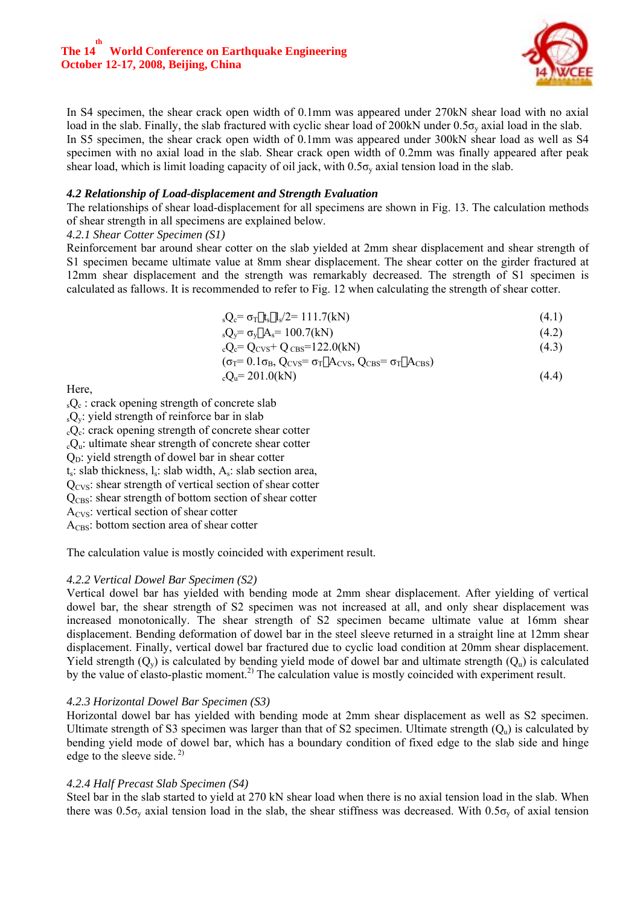In S4 specimen, the shear crack open width of 0.1mm was appeared under 270kN shear load with no axial load in the slab. Finally, the slab fractured with cyclic shear load of 200kN under $0.5\sigma_y$ axial load in the slab. In S5 specimen, the shear crack open width of 0.1mm was appeared under 300kN shear load as well as S4 specimen with no axial load in the slab. Shear crack open width of 0.2mm was finally appeared after peak shear load, which is limit loading capacity of oil jack, with $0.5\sigma_y$ axial tension load in the slab.

### *4.2 Relationship of Load-displacement and Strength Evaluation*

The relationships of shear load-displacement for all specimens are shown in Fig. 13. The calculation methods of shear strength in all specimens are explained below.

*4.2.1 Shear Cotter Specimen (S1)*

Reinforcement bar around shear cotter on the slab yielded at 2mm shear displacement and shear strength of S1 specimen became ultimate value at 8mm shear displacement. The shear cotter on the girder fractured at 12mm shear displacement and the strength was remarkably decreased. The strength of S1 specimen is calculated as fallows. It is recommended to refer to Fig. 12 when calculating the strength of shear cotter.

$$ {}_sQ_c = \sigma_T \cdot t_s \cdot l_s / 2 = 111.7\,(\text{kN}) \qquad (4.1) $$

$$ {}_sQ_y = \sigma_y \cdot A_s = 100.7\,(\text{kN}) \qquad (4.2) $$

$$ {}_cQ_c = Q_{CVS} + Q_{CBS} = 122.0\,(\text{kN}) \qquad (4.3) $$

$$ (\sigma_T = 0.1\sigma_B,\ Q_{CVS} = \sigma_T \cdot A_{CVS},\ Q_{CBS} = \sigma_T \cdot A_{CBS}) $$

$$ {}_cQ_u = 201.0\,(\text{kN}) \qquad (4.4) $$

Here,

${}_sQ_c$ : crack opening strength of concrete slab  
${}_sQ_y$: yield strength of reinforce bar in slab  
${}_cQ_c$: crack opening strength of concrete shear cotter  
${}_cQ_u$: ultimate shear strength of concrete shear cotter  
$Q_D$: yield strength of dowel bar in shear cotter  
$t_s$: slab thickness, $l_s$: slab width, $A_s$: slab section area,  
$Q_{CVS}$: shear strength of vertical section of shear cotter  
$Q_{CBS}$: shear strength of bottom section of shear cotter  
$A_{CVS}$: vertical section of shear cotter  
$A_{CBS}$: bottom section area of shear cotter

The calculation value is mostly coincided with experiment result.

*4.2.2 Vertical Dowel Bar Specimen (S2)*

Vertical dowel bar has yielded with bending mode at 2mm shear displacement. After yielding of vertical dowel bar, the shear strength of S2 specimen was not increased at all, and only shear displacement was increased monotonically. The shear strength of S2 specimen became ultimate value at 16mm shear displacement. Bending deformation of dowel bar in the steel sleeve returned in a straight line at 12mm shear displacement. Finally, vertical dowel bar fractured due to cyclic load condition at 20mm shear displacement. Yield strength ($Q_y$) is calculated by bending yield mode of dowel bar and ultimate strength ($Q_u$) is calculated by the value of elasto-plastic moment.[2)] The calculation value is mostly coincided with experiment result.

*4.2.3 Horizontal Dowel Bar Specimen (S3)*

Horizontal dowel bar has yielded with bending mode at 2mm shear displacement as well as S2 specimen. Ultimate strength of S3 specimen was larger than that of S2 specimen. Ultimate strength ($Q_u$) is calculated by bending yield mode of dowel bar, which has a boundary condition of fixed edge to the slab side and hinge edge to the sleeve side.[2)]

*4.2.4 Half Precast Slab Specimen (S4)*

Steel bar in the slab started to yield at 270 kN shear load when there is no axial tension load in the slab. When there was $0.5\sigma_y$ axial tension load in the slab, the shear stiffness was decreased. With $0.5\sigma_y$ of axial tension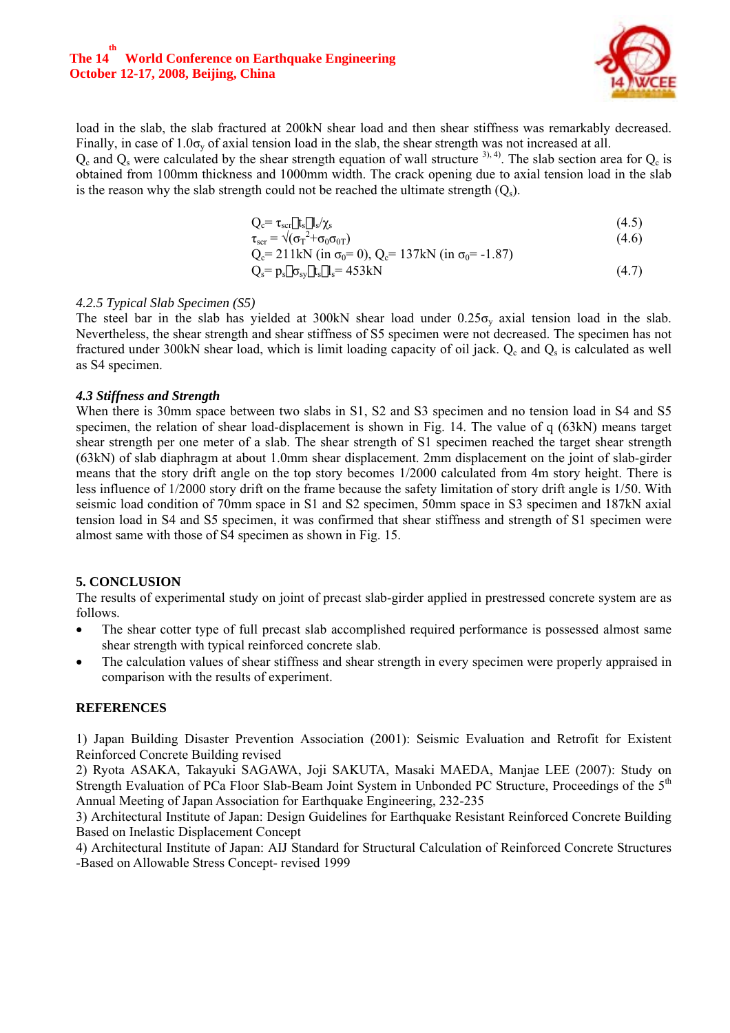load in the slab, the slab fractured at 200kN shear load and then shear stiffness was remarkably decreased. Finally, in case of 1.0$\sigma_y$ of axial tension load in the slab, the shear strength was not increased at all.

$Q_c$ and $Q_s$ were calculated by the shear strength equation of wall structure [3), 4)]. The slab section area for $Q_c$ is obtained from 100mm thickness and 1000mm width. The crack opening due to axial tension load in the slab is the reason why the slab strength could not be reached the ultimate strength ($Q_s$).

$$Q_c = \tau_{scr} \cdot t_s \cdot l_s / \chi_s \tag{4.5}$$

$$\tau_{scr} = \sqrt{(\sigma_T^2 + \sigma_0 \sigma_{0T})} \tag{4.6}$$

$$Q_c = 211\text{kN (in } \sigma_0 = 0\text{)},\ Q_c = 137\text{kN (in } \sigma_0 = -1.87\text{)}$$

$$Q_s = p_s \cdot \sigma_{sy} \cdot t_s \cdot l_s = 453\text{kN} \tag{4.7}$$

*4.2.5 Typical Slab Specimen (S5)*

The steel bar in the slab has yielded at 300kN shear load under 0.25$\sigma_y$ axial tension load in the slab. Nevertheless, the shear strength and shear stiffness of S5 specimen were not decreased. The specimen has not fractured under 300kN shear load, which is limit loading capacity of oil jack. $Q_c$ and $Q_s$ is calculated as well as S4 specimen.

***4.3 Stiffness and Strength***

When there is 30mm space between two slabs in S1, S2 and S3 specimen and no tension load in S4 and S5 specimen, the relation of shear load-displacement is shown in Fig. 14. The value of q (63kN) means target shear strength per one meter of a slab. The shear strength of S1 specimen reached the target shear strength (63kN) of slab diaphragm at about 1.0mm shear displacement. 2mm displacement on the joint of slab-girder means that the story drift angle on the top story becomes 1/2000 calculated from 4m story height. There is less influence of 1/2000 story drift on the frame because the safety limitation of story drift angle is 1/50. With seismic load condition of 70mm space in S1 and S2 specimen, 50mm space in S3 specimen and 187kN axial tension load in S4 and S5 specimen, it was confirmed that shear stiffness and strength of S1 specimen were almost same with those of S4 specimen as shown in Fig. 15.

## 5. CONCLUSION

The results of experimental study on joint of precast slab-girder applied in prestressed concrete system are as follows.

- The shear cotter type of full precast slab accomplished required performance is possessed almost same shear strength with typical reinforced concrete slab.
- The calculation values of shear stiffness and shear strength in every specimen were properly appraised in comparison with the results of experiment.

## REFERENCES

1) Japan Building Disaster Prevention Association (2001): Seismic Evaluation and Retrofit for Existent Reinforced Concrete Building revised

2) Ryota ASAKA, Takayuki SAGAWA, Joji SAKUTA, Masaki MAEDA, Manjae LEE (2007): Study on Strength Evaluation of PCa Floor Slab-Beam Joint System in Unbonded PC Structure, Proceedings of the 5th Annual Meeting of Japan Association for Earthquake Engineering, 232-235

3) Architectural Institute of Japan: Design Guidelines for Earthquake Resistant Reinforced Concrete Building Based on Inelastic Displacement Concept

4) Architectural Institute of Japan: AIJ Standard for Structural Calculation of Reinforced Concrete Structures -Based on Allowable Stress Concept- revised 1999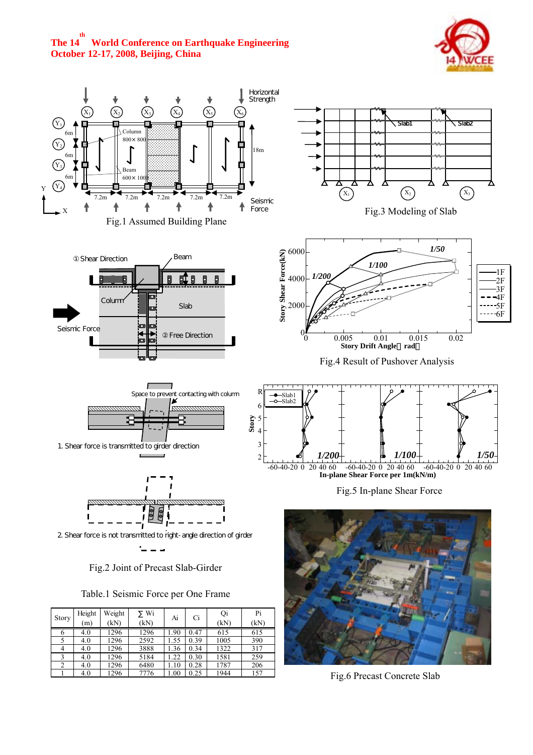Fig.1 Assumed Building Plane

Fig.3 Modeling of Slab

Fig.2 Joint of Precast Slab-Girder

Fig.4 Result of Pushover Analysis

Fig.5 In-plane Shear Force

Table.1 Seismic Force per One Frame

| Story | Height (m) | Weight (kN) | ∑ Wi (kN) | Ai | Ci | Qi (kN) | Pi (kN) |
|---|---|---|---|---|---|---|---|
| 6 | 4.0 | 1296 | 1296 | 1.90 | 0.47 | 615 | 615 |
| 5 | 4.0 | 1296 | 2592 | 1.55 | 0.39 | 1005 | 390 |
| 4 | 4.0 | 1296 | 3888 | 1.36 | 0.34 | 1322 | 317 |
| 3 | 4.0 | 1296 | 5184 | 1.22 | 0.30 | 1581 | 259 |
| 2 | 4.0 | 1296 | 6480 | 1.10 | 0.28 | 1787 | 206 |
| 1 | 4.0 | 1296 | 7776 | 1.00 | 0.25 | 1944 | 157 |

Fig.6 Precast Concrete Slab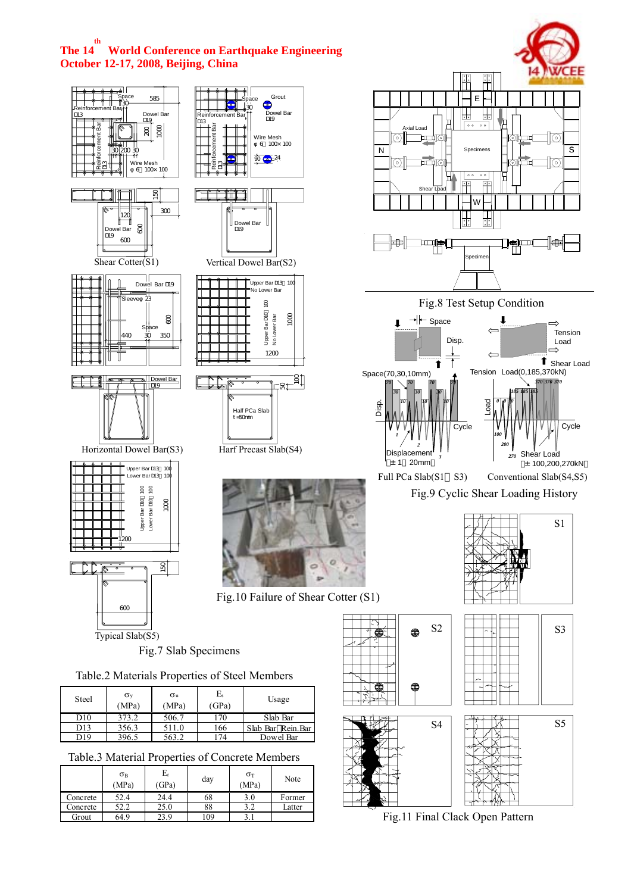Shear Cotter(S1)

Vertical Dowel Bar(S2)

Horizontal Dowel Bar(S3)

Harf Precast Slab(S4)

Typical Slab(S5)

Fig.7 Slab Specimens

Fig.8 Test Setup Condition

Full PCa Slab(S1～S3)

Conventional Slab(S4,S5)

Fig.9 Cyclic Shear Loading History

Fig.10 Failure of Shear Cotter (S1)

Fig.11 Final Clack Open Pattern

Table.2 Materials Properties of Steel Members

| Steel | $\sigma_y$ (MPa) | $\sigma_u$ (MPa) | $E_s$ (GPa) | Usage |
|---|---|---|---|---|
| D10 | 373.2 | 506.7 | 170 | Slab Bar |
| D13 | 356.3 | 511.0 | 166 | Slab Bar，Rein.Bar |
| D19 | 396.5 | 563.2 | 174 | Dowel Bar |

Table.3 Material Properties of Concrete Members

| | $\sigma_B$ (MPa) | $E_c$ (GPa) | day | $\sigma_T$ (MPa) | Note |
|---|---|---|---|---|---|
| Concrete | 52.4 | 24.4 | 68 | 3.0 | Former |
| Concrete | 52.2 | 25.0 | 88 | 3.2 | Latter |
| Grout | 64.9 | 23.9 | 109 | 3.1 | |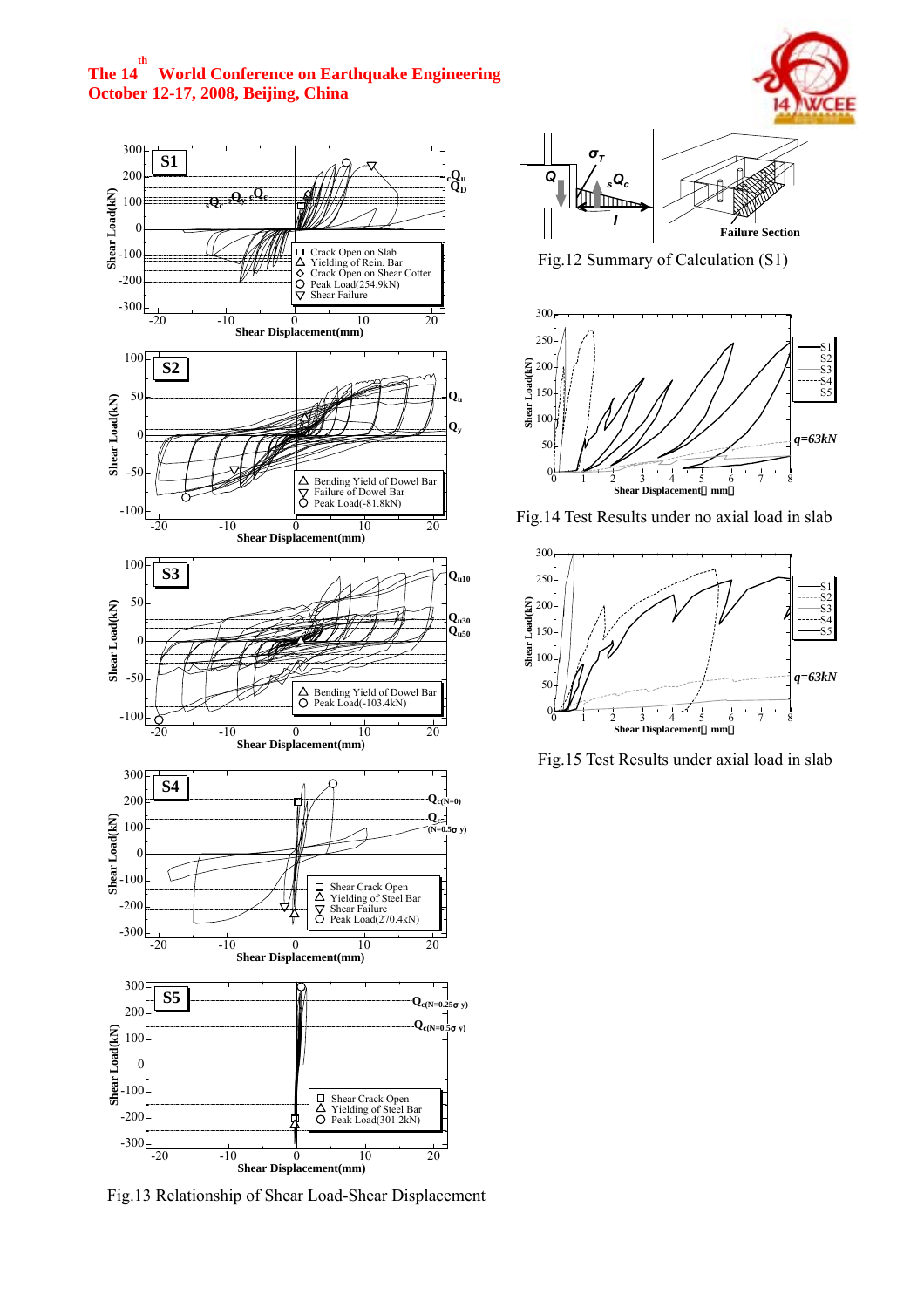S1

300
200
100
0
-100
-200
-300

-20 -10 0 10 20

Shear Load(kN)

Shear Displacement(mm)

$_sQ_c$ $_sQ_y$ $_cQ_c$

$_cQ_u$

$Q_D$

□ Crack Open on Slab
△ Yielding of Rein. Bar
◇ Crack Open on Shear Cotter
○ Peak Load(254.9kN)
▽ Shear Failure

S2

100
50
0
-50
-100

-20 -10 0 10 20

Shear Load(kN)

Shear Displacement(mm)

$Q_u$

$Q_y$

△ Bending Yield of Dowel Bar
▽ Failure of Dowel Bar
○ Peak Load(-81.8kN)

S3

100
50
0
-50
-100

-20 -10 0 10 20

Shear Load(kN)

Shear Displacement(mm)

$Q_{u10}$

$Q_{u30}$

$Q_{u50}$

△ Bending Yield of Dowel Bar
○ Peak Load(-103.4kN)

S4

300
200
100
0
-100
-200
-300

-20 -10 0 10 20

Shear Load(kN)

Shear Displacement(mm)

$Q_{c(N=0)}$

$Q_{c(N=0.5\sigma y)}$

□ Shear Crack Open
△ Yielding of Steel Bar
▽ Shear Failure
○ Peak Load(270.4kN)

S5

300
200
100
0
-100
-200
-300

-20 -10 0 10 20

Shear Load(kN)

Shear Displacement(mm)

$Q_{c(N=0.25\sigma y)}$

$Q_{c(N=0.5\sigma y)}$

□ Shear Crack Open
△ Yielding of Steel Bar
○ Peak Load(301.2kN)

Fig.13 Relationship of Shear Load-Shear Displacement

$Q$ $\sigma_T$ $_sQ_c$ $l$

Failure Section

Fig.12 Summary of Calculation (S1)

300
250
200
150
100
50
0

0 1 2 3 4 5 6 7 8

Shear Load(kN)

Shear Displacement（mm）

S1
S2
S3
S4
S5

*q=63kN*

Fig.14 Test Results under no axial load in slab

300
250
200
150
100
50
0

0 1 2 3 4 5 6 7 8

Shear Load(kN)

Shear Displacement（mm）

S1
S2
S3
S4
S5

*q=63kN*

Fig.15 Test Results under axial load in slab